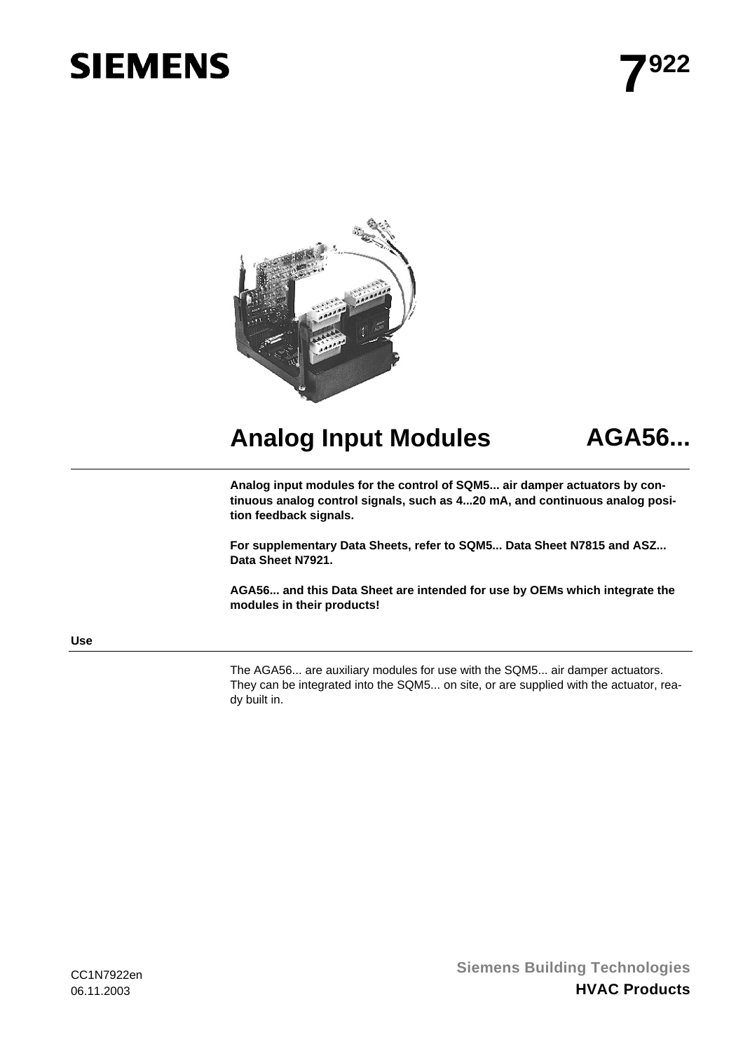SIEMENS

**7922**

# Analog Input Modules AGA56...

**Analog input modules for the control of SQM5... air damper actuators by continuous analog control signals, such as 4...20 mA, and continuous analog position feedback signals.**

**For supplementary Data Sheets, refer to SQM5... Data Sheet N7815 and ASZ... Data Sheet N7921.**

**AGA56... and this Data Sheet are intended for use by OEMs which integrate the modules in their products!**

## Use

The AGA56... are auxiliary modules for use with the SQM5... air damper actuators. They can be integrated into the SQM5... on site, or are supplied with the actuator, ready built in.

CC1N7922en
06.11.2003

**Siemens Building Technologies**
**HVAC Products**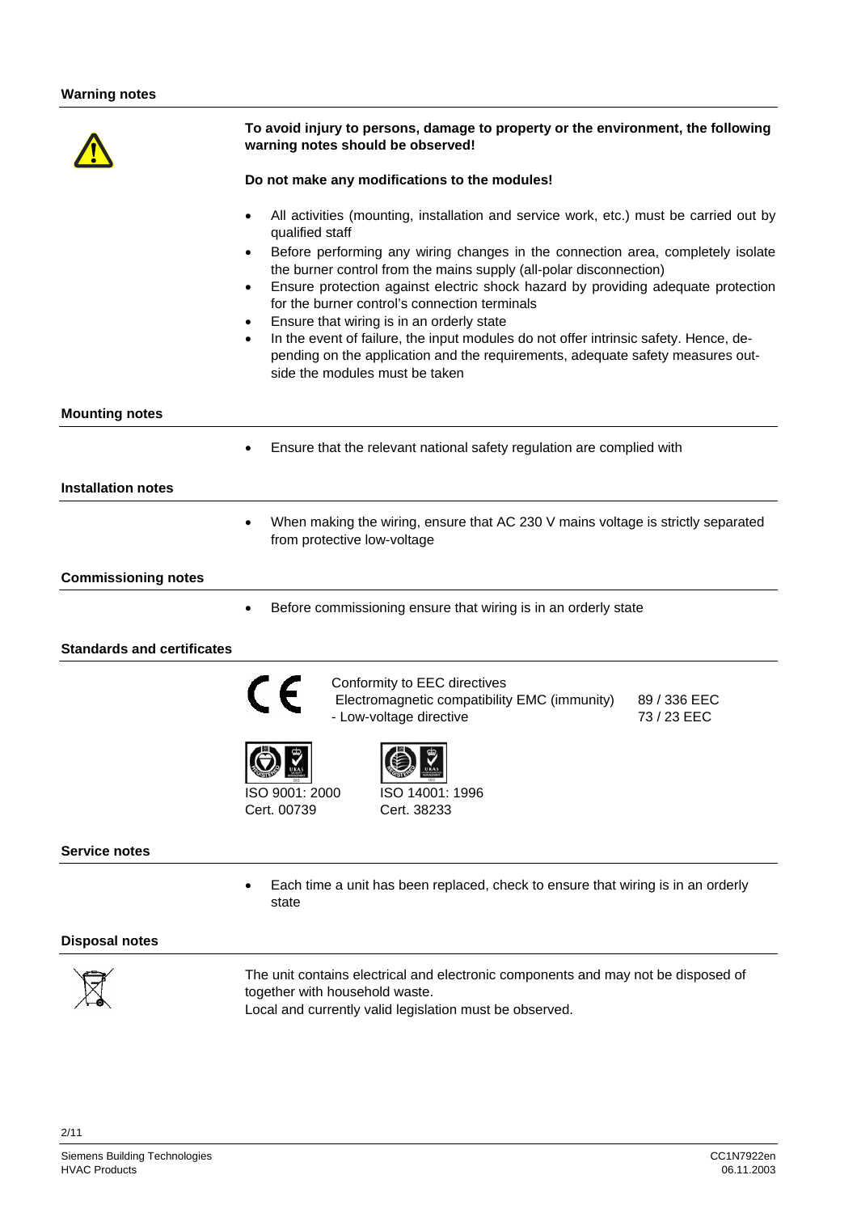## Warning notes

**To avoid injury to persons, damage to property or the environment, the following warning notes should be observed!**

**Do not make any modifications to the modules!**

- All activities (mounting, installation and service work, etc.) must be carried out by qualified staff
- Before performing any wiring changes in the connection area, completely isolate the burner control from the mains supply (all-polar disconnection)
- Ensure protection against electric shock hazard by providing adequate protection for the burner control's connection terminals
- Ensure that wiring is in an orderly state
- In the event of failure, the input modules do not offer intrinsic safety. Hence, depending on the application and the requirements, adequate safety measures outside the modules must be taken

## Mounting notes

- Ensure that the relevant national safety regulation are complied with

## Installation notes

- When making the wiring, ensure that AC 230 V mains voltage is strictly separated from protective low-voltage

## Commissioning notes

- Before commissioning ensure that wiring is in an orderly state

## Standards and certificates

CE Conformity to EEC directives

| | |
|---|---|
| Electromagnetic compatibility EMC (immunity) | 89 / 336 EEC |
| - Low-voltage directive | 73 / 23 EEC |

ISO 9001: 2000
Cert. 00739

ISO 14001: 1996
Cert. 38233

## Service notes

- Each time a unit has been replaced, check to ensure that wiring is in an orderly state

## Disposal notes

The unit contains electrical and electronic components and may not be disposed of together with household waste.
Local and currently valid legislation must be observed.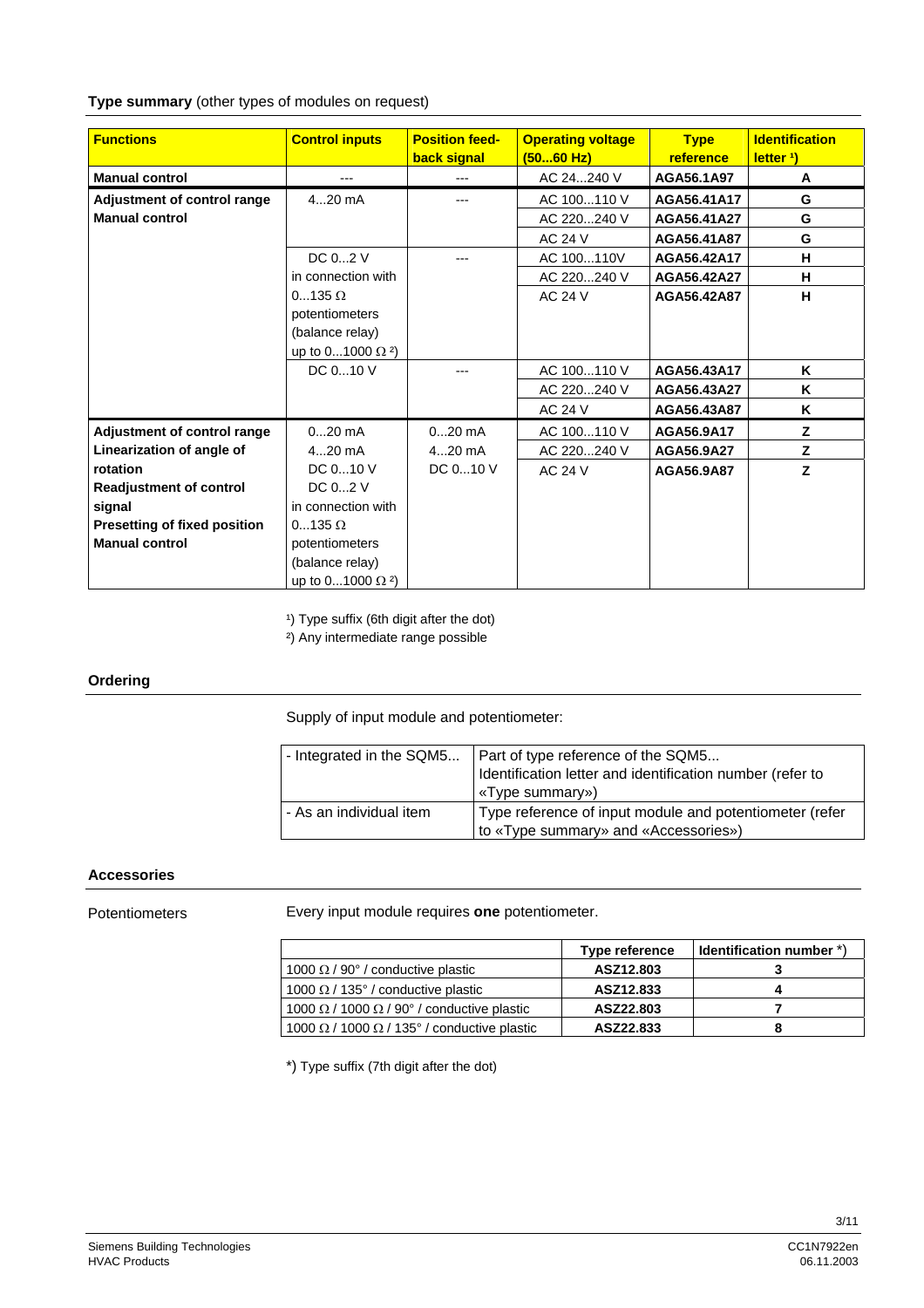**Type summary** (other types of modules on request)

| Functions | Control inputs | Position feed-back signal | Operating voltage (50...60 Hz) | Type reference | Identification letter [1]) |
|---|---|---|---|---|---|
| **Manual control** | --- | --- | AC 24...240 V | **AGA56.1A97** | **A** |
| **Adjustment of control range** **Manual control** | 4...20 mA | --- | AC 100...110 V | **AGA56.41A17** | **G** |
| | | | AC 220...240 V | **AGA56.41A27** | **G** |
| | | | AC 24 V | **AGA56.41A87** | **G** |
| | DC 0...2 V in connection with 0...135 Ω potentiometers (balance relay) up to 0...1000 Ω [2]) | --- | AC 100...110V | **AGA56.42A17** | **H** |
| | | | AC 220...240 V | **AGA56.42A27** | **H** |
| | | | AC 24 V | **AGA56.42A87** | **H** |
| | DC 0...10 V | --- | AC 100...110 V | **AGA56.43A17** | **K** |
| | | | AC 220...240 V | **AGA56.43A27** | **K** |
| | | | AC 24 V | **AGA56.43A87** | **K** |
| **Adjustment of control range** **Linearization of angle of rotation** **Readjustment of control signal** **Presetting of fixed position** **Manual control** | 0...20 mA 4...20 mA DC 0...10 V DC 0...2 V in connection with 0...135 Ω potentiometers (balance relay) up to 0...1000 Ω [2]) | 0...20 mA 4...20 mA DC 0...10 V | AC 100...110 V | **AGA56.9A17** | **Z** |
| | | | AC 220...240 V | **AGA56.9A27** | **Z** |
| | | | AC 24 V | **AGA56.9A87** | **Z** |

[1]) Type suffix (6th digit after the dot)

[2]) Any intermediate range possible

## Ordering

Supply of input module and potentiometer:

| | |
|---|---|
| - Integrated in the SQM5... | Part of type reference of the SQM5... Identification letter and identification number (refer to «Type summary») |
| - As an individual item | Type reference of input module and potentiometer (refer to «Type summary» and «Accessories») |

## Accessories

Potentiometers

Every input module requires **one** potentiometer.

| | Type reference | Identification number *) |
|---|---|---|
| 1000 Ω / 90° / conductive plastic | **ASZ12.803** | **3** |
| 1000 Ω / 135° / conductive plastic | **ASZ12.833** | **4** |
| 1000 Ω / 1000 Ω / 90° / conductive plastic | **ASZ22.803** | **7** |
| 1000 Ω / 1000 Ω / 135° / conductive plastic | **ASZ22.833** | **8** |

*) Type suffix (7th digit after the dot)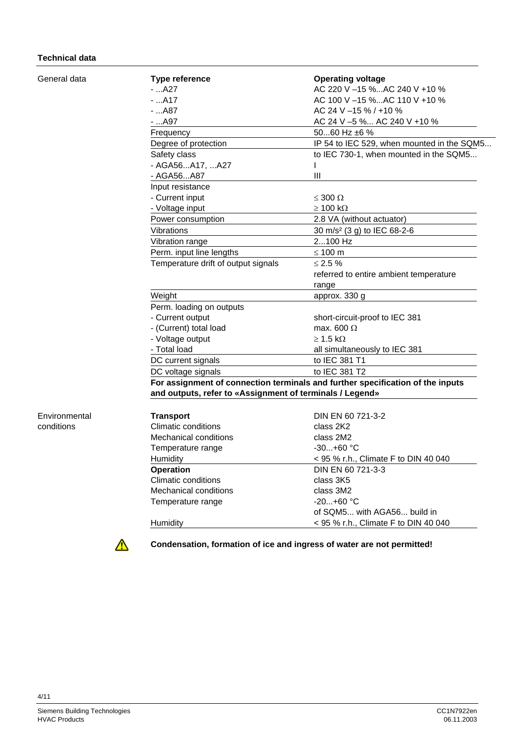## Technical data

### General data

| Type reference | Operating voltage |
|---|---|
| - ...A27 | AC 220 V –15 %...AC 240 V +10 % |
| - ...A17 | AC 100 V –15 %...AC 110 V +10 % |
| - ...A87 | AC 24 V –15 % / +10 % |
| - ...A97 | AC 24 V –5 %... AC 240 V +10 % |
| Frequency | 50...60 Hz ±6 % |
| Degree of protection | IP 54 to IEC 529, when mounted in the SQM5... |
| Safety class | to IEC 730-1, when mounted in the SQM5... |
| - AGA56...A17, ...A27 | I |
| - AGA56...A87 | III |
| Input resistance | |
| - Current input | ≤ 300 Ω |
| - Voltage input | ≥ 100 kΩ |
| Power consumption | 2.8 VA (without actuator) |
| Vibrations | 30 m/s² (3 g) to IEC 68-2-6 |
| Vibration range | 2...100 Hz |
| Perm. input line lengths | ≤ 100 m |
| Temperature drift of output signals | ≤ 2.5 % referred to entire ambient temperature range |
| Weight | approx. 330 g |
| Perm. loading on outputs | |
| - Current output | short-circuit-proof to IEC 381 |
| - (Current) total load | max. 600 Ω |
| - Voltage output | ≥ 1.5 kΩ |
| - Total load | all simultaneously to IEC 381 |
| DC current signals | to IEC 381 T1 |
| DC voltage signals | to IEC 381 T2 |

**For assignment of connection terminals and further specification of the inputs and outputs, refer to «Assignment of terminals / Legend»**

### Environmental conditions

| | |
|---|---|
| **Transport** | DIN EN 60 721-3-2 |
| Climatic conditions | class 2K2 |
| Mechanical conditions | class 2M2 |
| Temperature range | -30...+60 °C |
| Humidity | < 95 % r.h., Climate F to DIN 40 040 |
| **Operation** | DIN EN 60 721-3-3 |
| Climatic conditions | class 3K5 |
| Mechanical conditions | class 3M2 |
| Temperature range | -20...+60 °C of SQM5... with AGA56... build in |
| Humidity | < 95 % r.h., Climate F to DIN 40 040 |

⚠ **Condensation, formation of ice and ingress of water are not permitted!**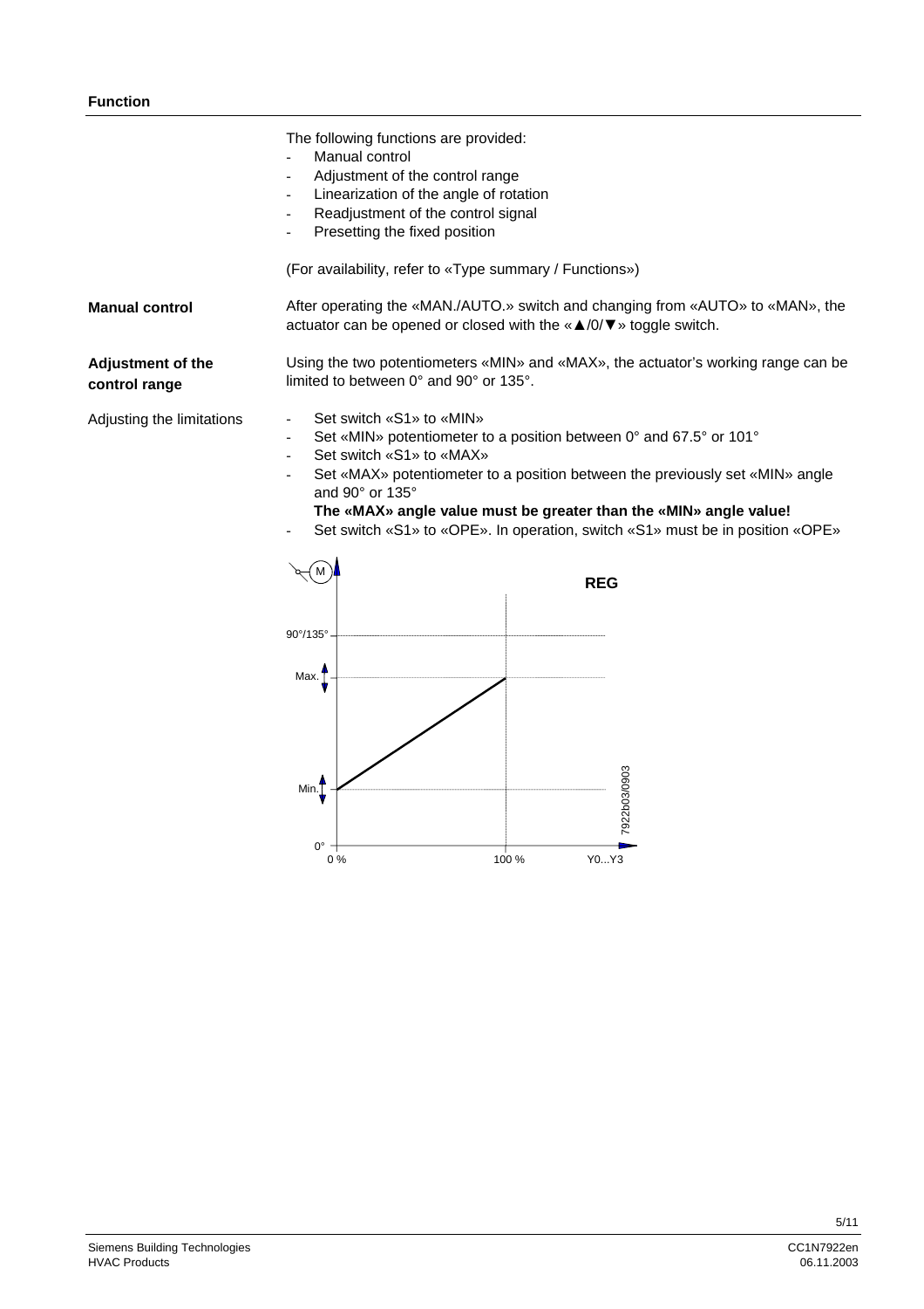## Function

The following functions are provided:

- Manual control
- Adjustment of the control range
- Linearization of the angle of rotation
- Readjustment of the control signal
- Presetting the fixed position

(For availability, refer to «Type summary / Functions»)

### Manual control

After operating the «MAN./AUTO.» switch and changing from «AUTO» to «MAN», the actuator can be opened or closed with the «▲/0/▼» toggle switch.

### Adjustment of the control range

Using the two potentiometers «MIN» and «MAX», the actuator's working range can be limited to between 0° and 90° or 135°.

Adjusting the limitations

- Set switch «S1» to «MIN»
- Set «MIN» potentiometer to a position between 0° and 67.5° or 101°
- Set switch «S1» to «MAX»
- Set «MAX» potentiometer to a position between the previously set «MIN» angle and 90° or 135°
  **The «MAX» angle value must be greater than the «MIN» angle value!**
- Set switch «S1» to «OPE». In operation, switch «S1» must be in position «OPE»

REG

90°/135°

Max.

Min.

0°

0 %

100 %

Y0...Y3

7922b03/0903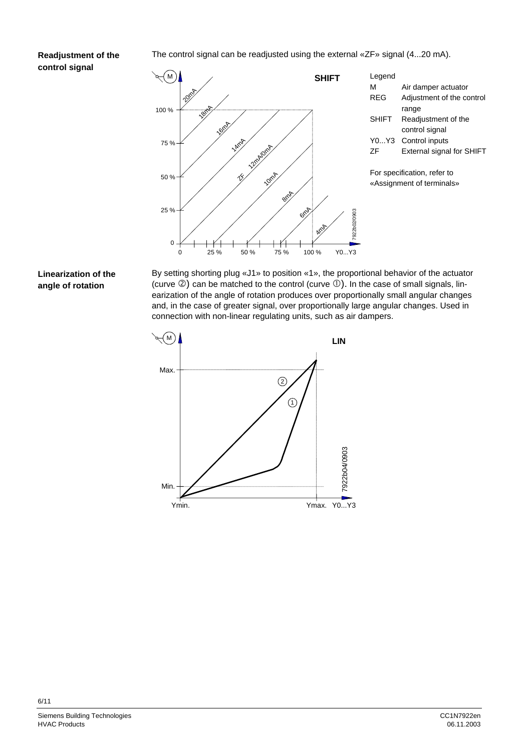**Readjustment of the control signal**

The control signal can be readjusted using the external «ZF» signal (4...20 mA).

Legend

| | |
|---|---|
| M | Air damper actuator |
| REG | Adjustment of the control range |
| SHIFT | Readjustment of the control signal |
| Y0...Y3 | Control inputs |
| ZF | External signal for SHIFT |

For specification, refer to «Assignment of terminals»

**Linearization of the angle of rotation**

By setting shorting plug «J1» to position «1», the proportional behavior of the actuator (curve ②) can be matched to the control (curve ①). In the case of small signals, linearization of the angle of rotation produces over proportionally small angular changes and, in the case of greater signal, over proportionally large angular changes. Used in connection with non-linear regulating units, such as air dampers.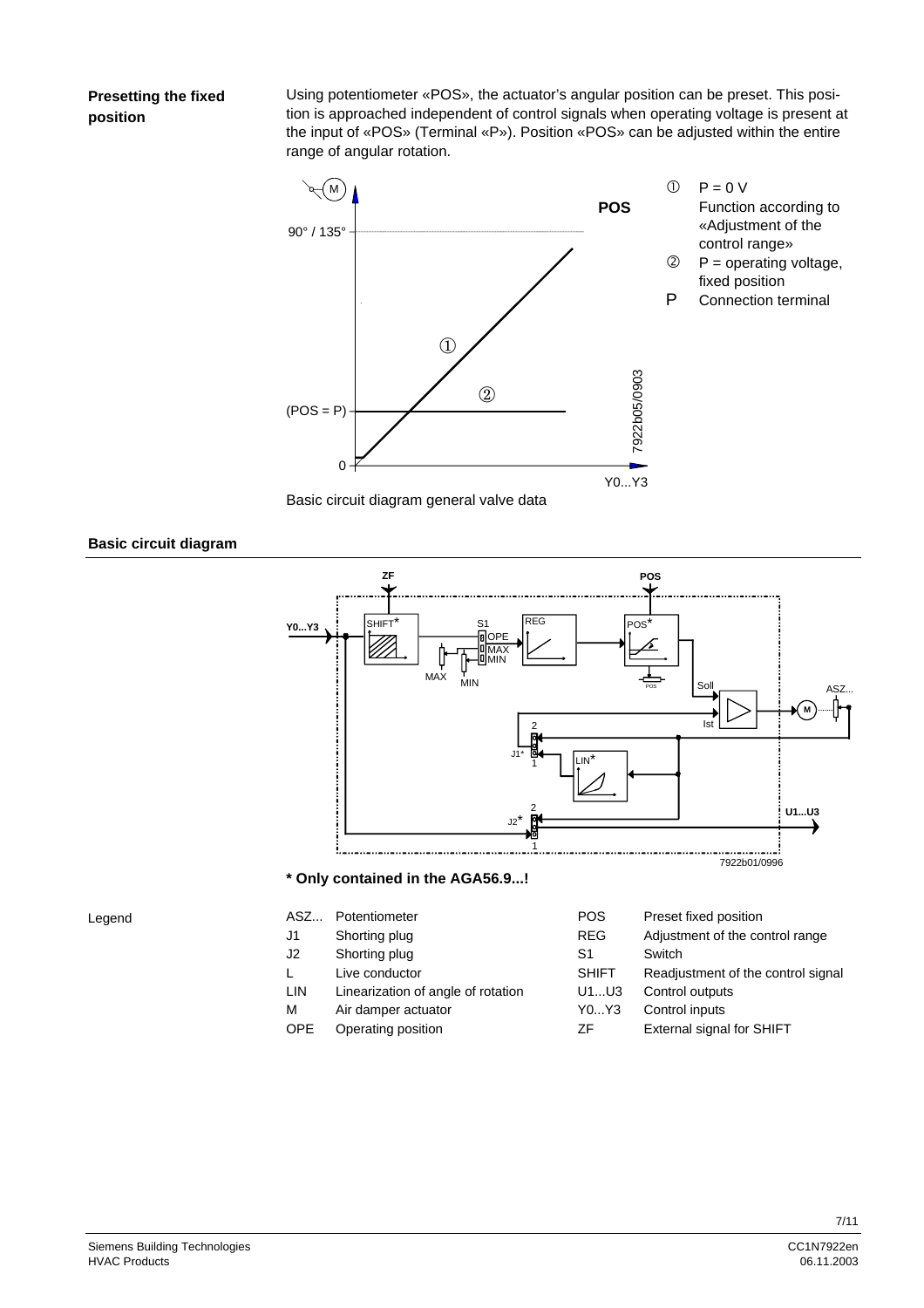**Presetting the fixed position**

Using potentiometer «POS», the actuator's angular position can be preset. This position is approached independent of control signals when operating voltage is present at the input of «POS» (Terminal «P»). Position «POS» can be adjusted within the entire range of angular rotation.

① P = 0 V
Function according to «Adjustment of the control range»

② P = operating voltage, fixed position

P Connection terminal

Basic circuit diagram general valve data

**Basic circuit diagram**

**\* Only contained in the AGA56.9...!**

Legend

| | | | |
|---|---|---|---|
| ASZ... | Potentiometer | POS | Preset fixed position |
| J1 | Shorting plug | REG | Adjustment of the control range |
| J2 | Shorting plug | S1 | Switch |
| L | Live conductor | SHIFT | Readjustment of the control signal |
| LIN | Linearization of angle of rotation | U1...U3 | Control outputs |
| M | Air damper actuator | Y0...Y3 | Control inputs |
| OPE | Operating position | ZF | External signal for SHIFT |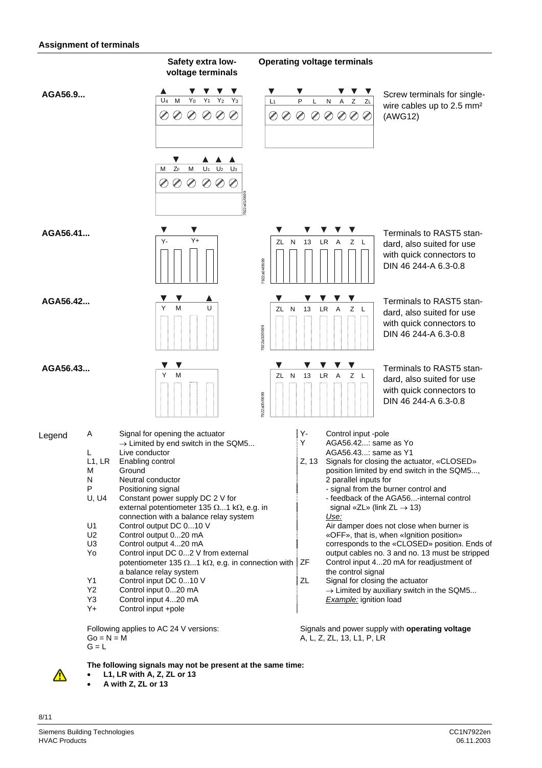## Assignment of terminals

| | Safety extra low-voltage terminals | Operating voltage terminals | |
|---|---|---|---|
| AGA56.9... | $U_4$ M $Y_0$ $Y_1$ $Y_2$ $Y_3$ / M $Z_F$ M $U_1$ $U_2$ $U_3$ | $L_1$ P L N A Z $Z_L$ | Screw terminals for single-wire cables up to 2.5 mm² (AWG12) |
| AGA56.41... | Y- Y+ | ZL N 13 LR A Z L | Terminals to RAST5 standard, also suited for use with quick connectors to DIN 46 244-A 6.3-0.8 |
| AGA56.42... | Y M U | ZL N 13 LR A Z L | Terminals to RAST5 standard, also suited for use with quick connectors to DIN 46 244-A 6.3-0.8 |
| AGA56.43... | Y M | ZL N 13 LR A Z L | Terminals to RAST5 standard, also suited for use with quick connectors to DIN 46 244-A 6.3-0.8 |

**Legend**

| | |
|---|---|
| A | Signal for opening the actuator → Limited by end switch in the SQM5... |
| L | Live conductor |
| L1, LR | Enabling control |
| M | Ground |
| N | Neutral conductor |
| P | Positioning signal |
| U, U4 | Constant power supply DC 2 V for external potentiometer 135 Ω...1 kΩ, e.g. in connection with a balance relay system |
| U1 | Control output DC 0...10 V |
| U2 | Control output 0...20 mA |
| U3 | Control output 4...20 mA |
| Yo | Control input DC 0...2 V from external potentiometer 135 Ω...1 kΩ, e.g. in connection with a balance relay system |
| Y1 | Control input DC 0...10 V |
| Y2 | Control input 0...20 mA |
| Y3 | Control input 4...20 mA |
| Y+ | Control input +pole |
| Y- | Control input -pole |
| Y | AGA56.42...: same as Yo<br>AGA56.43...: same as Y1 |
| Z, 13 | Signals for closing the actuator, «CLOSED» position limited by end switch in the SQM5..., 2 parallel inputs for<br>- signal from the burner control and<br>- feedback of the AGA56...-internal control signal «ZL» (link ZL → 13)<br>*Use:*<br>Air damper does not close when burner is «OFF», that is, when «Ignition position» corresponds to the «CLOSED» position. Ends of output cables no. 3 and no. 13 must be stripped |
| ZF | Control input 4...20 mA for readjustment of the control signal |
| ZL | Signal for closing the actuator → Limited by auxiliary switch in the SQM5...<br>*Example:* ignition load |

Following applies to AC 24 V versions:
Go = N = M
G = L

Signals and power supply with **operating voltage**
A, L, Z, ZL, 13, L1, P, LR

**The following signals may not be present at the same time:**

- **L1, LR with A, Z, ZL or 13**
- **A with Z, ZL or 13**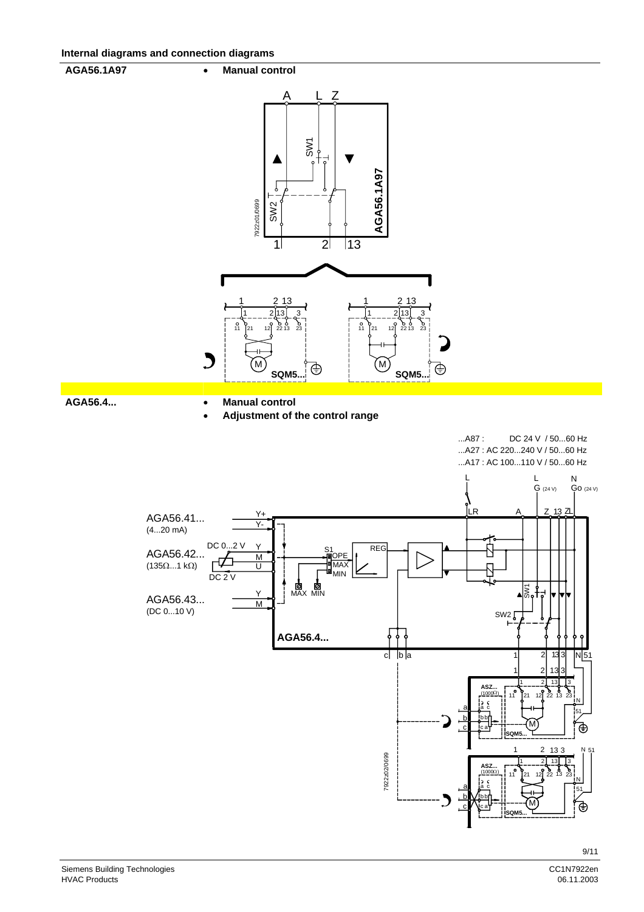## Internal diagrams and connection diagrams

**AGA56.1A97**

- **Manual control**

**AGA56.4...**

- **Manual control**
- **Adjustment of the control range**

...A87 : DC 24 V / 50...60 Hz
...A27 : AC 220...240 V / 50...60 Hz
...A17 : AC 100...110 V / 50...60 Hz

AGA56.41... (4...20 mA)

AGA56.42... (135Ω...1 kΩ)

AGA56.43... (DC 0...10 V)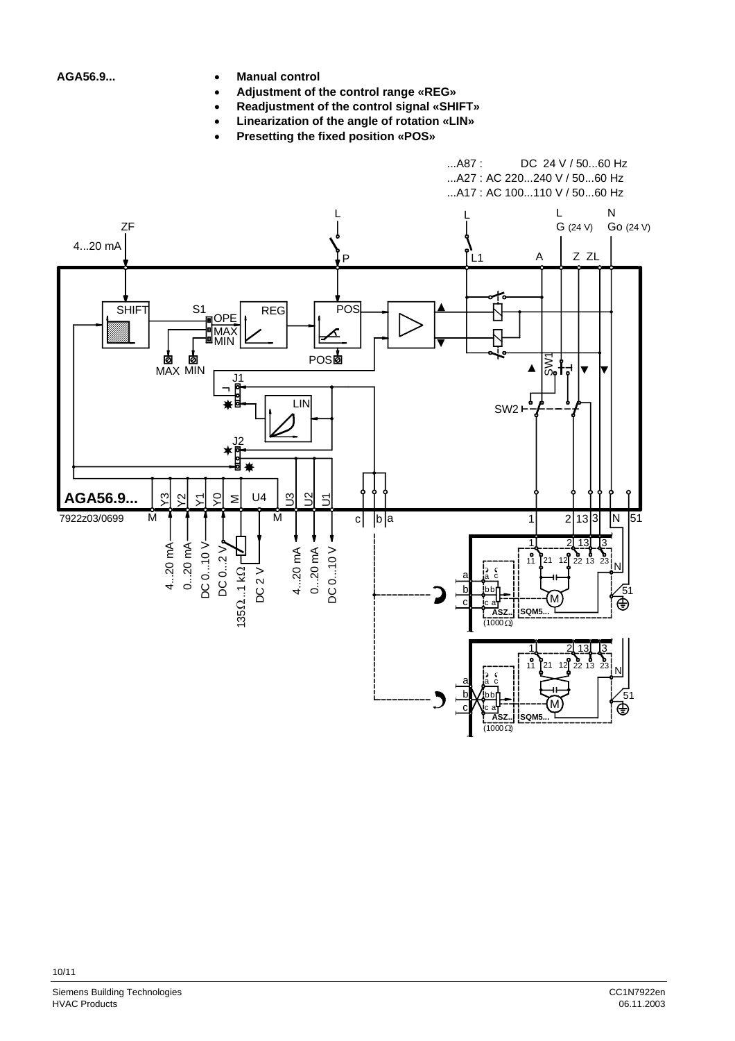**AGA56.9...**

- **Manual control**
- **Adjustment of the control range «REG»**
- **Readjustment of the control signal «SHIFT»**
- **Linearization of the angle of rotation «LIN»**
- **Presetting the fixed position «POS»**

...A87 : DC 24 V / 50...60 Hz
...A27 : AC 220...240 V / 50...60 Hz
...A17 : AC 100...110 V / 50...60 Hz

7922z03/0699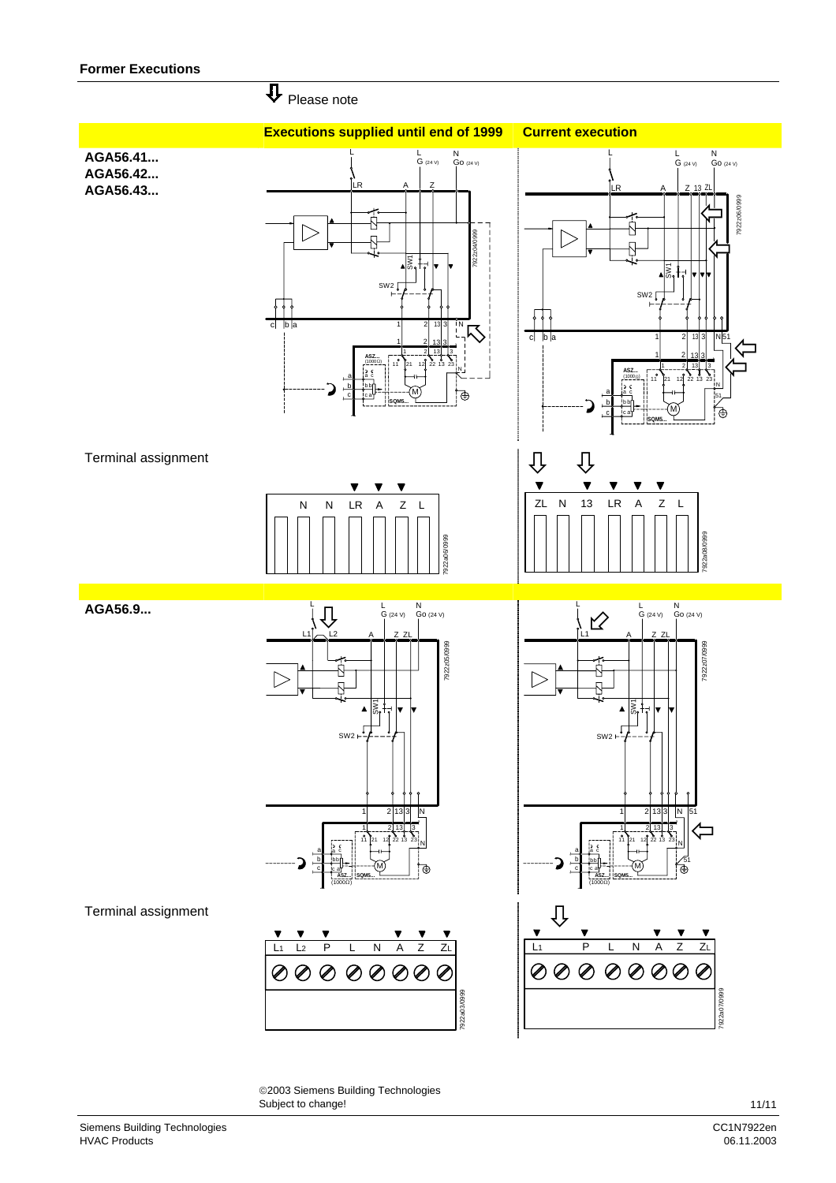## Former Executions

Please note

| | Executions supplied until end of 1999 | Current execution |
|---|---|---|
| AGA56.41... AGA56.42... AGA56.43... | | |
| Terminal assignment | N N LR A Z L | ZL N 13 LR A Z L |
| AGA56.9... | | |
| Terminal assignment | L1 L2 P L N A Z ZL | L1 P L N A Z ZL |

©2003 Siemens Building Technologies
Subject to change!